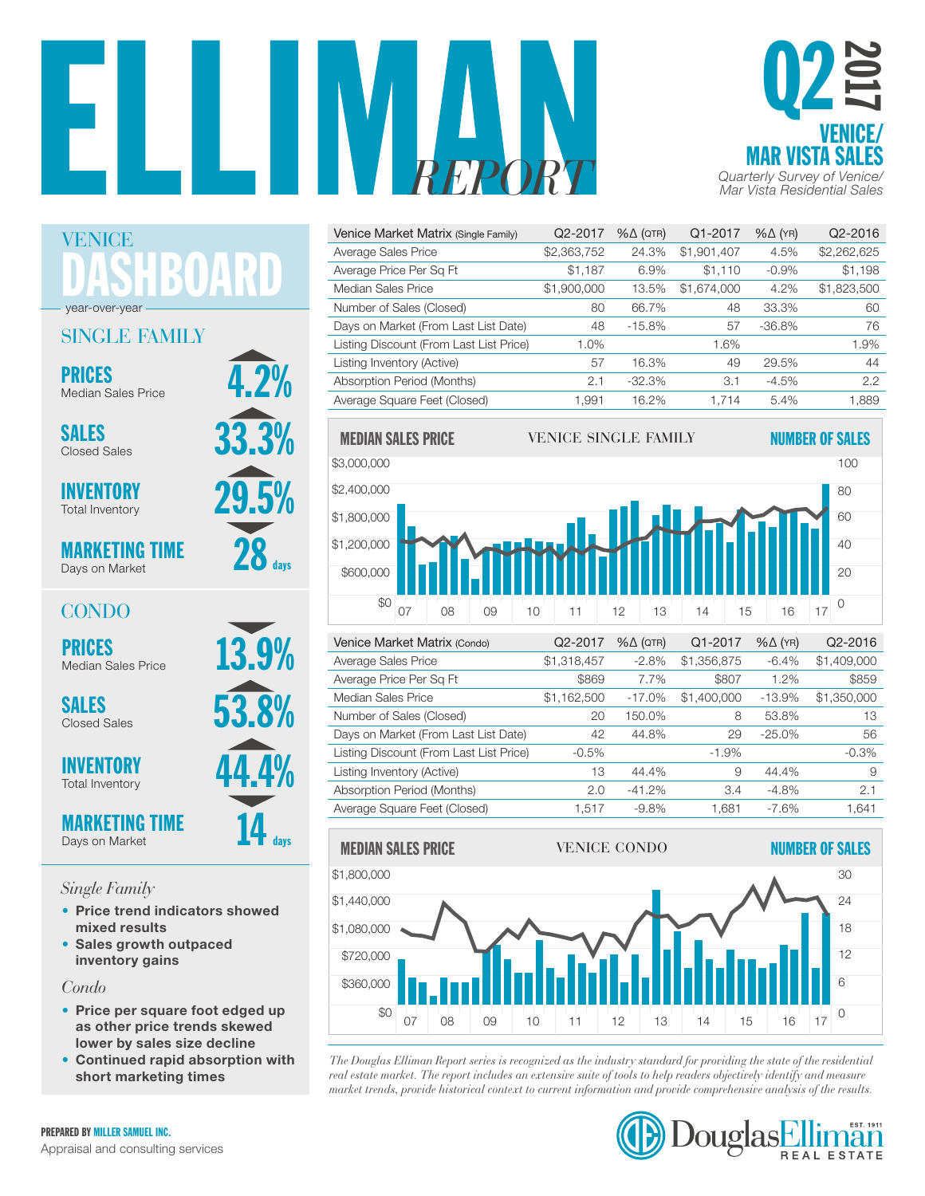# ELLIMAN REPORT

## Q2 2017

## VENICE/ MAR VISTA SALES

*Quarterly Survey of Venice/ Mar Vista Residential Sales*

## VENICE DASHBOARD

year-over-year

### SINGLE FAMILY

**PRICES** Median Sales Price ▲ 4.2%

**SALES** Closed Sales ▲ 33.3%

**INVENTORY** Total Inventory ▲ 29.5%

**MARKETING TIME** Days on Market ▼ 28 days

### CONDO

**PRICES** Median Sales Price ▼ 13.9%

**SALES** Closed Sales ▲ 53.8%

**INVENTORY** Total Inventory ▲ 44.4%

**MARKETING TIME** Days on Market ▼ 14 days

*Single Family*

- **Price trend indicators showed mixed results**
- **Sales growth outpaced inventory gains**

*Condo*

- **Price per square foot edged up as other price trends skewed lower by sales size decline**
- **Continued rapid absorption with short marketing times**

| Venice Market Matrix (Single Family) | Q2-2017 | %Δ (QTR) | Q1-2017 | %Δ (YR) | Q2-2016 |
|---|---|---|---|---|---|
| Average Sales Price | $2,363,752 | 24.3% | $1,901,407 | 4.5% | $2,262,625 |
| Average Price Per Sq Ft | $1,187 | 6.9% | $1,110 | -0.9% | $1,198 |
| Median Sales Price | $1,900,000 | 13.5% | $1,674,000 | 4.2% | $1,823,500 |
| Number of Sales (Closed) | 80 | 66.7% | 48 | 33.3% | 60 |
| Days on Market (From Last List Date) | 48 | -15.8% | 57 | -36.8% | 76 |
| Listing Discount (From Last List Price) | 1.0% | | 1.6% | | 1.9% |
| Listing Inventory (Active) | 57 | 16.3% | 49 | 29.5% | 44 |
| Absorption Period (Months) | 2.1 | -32.3% | 3.1 | -4.5% | 2.2 |
| Average Square Feet (Closed) | 1,991 | 16.2% | 1,714 | 5.4% | 1,889 |

**MEDIAN SALES PRICE** — VENICE SINGLE FAMILY — **NUMBER OF SALES**

| Venice Market Matrix (Condo) | Q2-2017 | %Δ (QTR) | Q1-2017 | %Δ (YR) | Q2-2016 |
|---|---|---|---|---|---|
| Average Sales Price | $1,318,457 | -2.8% | $1,356,875 | -6.4% | $1,409,000 |
| Average Price Per Sq Ft | $869 | 7.7% | $807 | 1.2% | $859 |
| Median Sales Price | $1,162,500 | -17.0% | $1,400,000 | -13.9% | $1,350,000 |
| Number of Sales (Closed) | 20 | 150.0% | 8 | 53.8% | 13 |
| Days on Market (From Last List Date) | 42 | 44.8% | 29 | -25.0% | 56 |
| Listing Discount (From Last List Price) | -0.5% | | -1.9% | | -0.3% |
| Listing Inventory (Active) | 13 | 44.4% | 9 | 44.4% | 9 |
| Absorption Period (Months) | 2.0 | -41.2% | 3.4 | -4.8% | 2.1 |
| Average Square Feet (Closed) | 1,517 | -9.8% | 1,681 | -7.6% | 1,641 |

**MEDIAN SALES PRICE** — VENICE CONDO — **NUMBER OF SALES**

*The Douglas Elliman Report series is recognized as the industry standard for providing the state of the residential real estate market. The report includes an extensive suite of tools to help readers objectively identify and measure market trends, provide historical context to current information and provide comprehensive analysis of the results.*

**PREPARED BY MILLER SAMUEL INC.**
Appraisal and consulting services

Douglas Elliman Real Estate — EST. 1911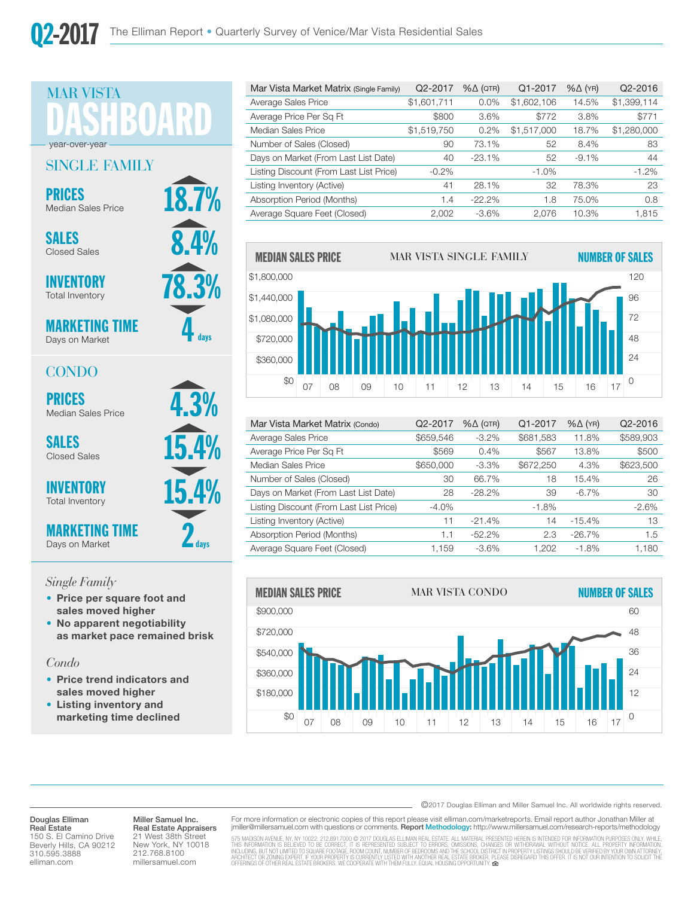# Q2-2017 The Elliman Report • Quarterly Survey of Venice/Mar Vista Residential Sales

## MAR VISTA DASHBOARD

year-over-year

### SINGLE FAMILY

**PRICES**
Median Sales Price
18.7%

**SALES**
Closed Sales
8.4%

**INVENTORY**
Total Inventory
78.3%

**MARKETING TIME**
Days on Market
4 days

### CONDO

**PRICES**
Median Sales Price
4.3%

**SALES**
Closed Sales
15.4%

**INVENTORY**
Total Inventory
15.4%

**MARKETING TIME**
Days on Market
2 days

*Single Family*

- **Price per square foot and sales moved higher**
- **No apparent negotiability as market pace remained brisk**

*Condo*

- **Price trend indicators and sales moved higher**
- **Listing inventory and marketing time declined**

| Mar Vista Market Matrix (Single Family) | Q2-2017 | %Δ (QTR) | Q1-2017 | %Δ (YR) | Q2-2016 |
|---|---|---|---|---|---|
| Average Sales Price | $1,601,711 | 0.0% | $1,602,106 | 14.5% | $1,399,114 |
| Average Price Per Sq Ft | $800 | 3.6% | $772 | 3.8% | $771 |
| Median Sales Price | $1,519,750 | 0.2% | $1,517,000 | 18.7% | $1,280,000 |
| Number of Sales (Closed) | 90 | 73.1% | 52 | 8.4% | 83 |
| Days on Market (From Last List Date) | 40 | -23.1% | 52 | -9.1% | 44 |
| Listing Discount (From Last List Price) | -0.2% | | -1.0% | | -1.2% |
| Listing Inventory (Active) | 41 | 28.1% | 32 | 78.3% | 23 |
| Absorption Period (Months) | 1.4 | -22.2% | 1.8 | 75.0% | 0.8 |
| Average Square Feet (Closed) | 2,002 | -3.6% | 2,076 | 10.3% | 1,815 |

MEDIAN SALES PRICE
MAR VISTA SINGLE FAMILY
NUMBER OF SALES
$1,800,000
$1,440,000
$1,080,000
$720,000
$360,000
$0
120
96
72
48
24
0
07 08 09 10 11 12 13 14 15 16 17

| Mar Vista Market Matrix (Condo) | Q2-2017 | %Δ (QTR) | Q1-2017 | %Δ (YR) | Q2-2016 |
|---|---|---|---|---|---|
| Average Sales Price | $659,546 | -3.2% | $681,583 | 11.8% | $589,903 |
| Average Price Per Sq Ft | $569 | 0.4% | $567 | 13.8% | $500 |
| Median Sales Price | $650,000 | -3.3% | $672,250 | 4.3% | $623,500 |
| Number of Sales (Closed) | 30 | 66.7% | 18 | 15.4% | 26 |
| Days on Market (From Last List Date) | 28 | -28.2% | 39 | -6.7% | 30 |
| Listing Discount (From Last List Price) | -4.0% | | -1.8% | | -2.6% |
| Listing Inventory (Active) | 11 | -21.4% | 14 | -15.4% | 13 |
| Absorption Period (Months) | 1.1 | -52.2% | 2.3 | -26.7% | 1.5 |
| Average Square Feet (Closed) | 1,159 | -3.6% | 1,202 | -1.8% | 1,180 |

MEDIAN SALES PRICE
MAR VISTA CONDO
NUMBER OF SALES
$900,000
$720,000
$540,000
$360,000
$180,000
$0
60
48
36
24
12
0
07 08 09 10 11 12 13 14 15 16 17

©2017 Douglas Elliman and Miller Samuel Inc. All worldwide rights reserved.

**Douglas Elliman Real Estate**
150 S. El Camino Drive
Beverly Hills, CA 90212
310.595.3888
elliman.com

**Miller Samuel Inc. Real Estate Appraisers**
21 West 38th Street
New York, NY 10018
212.768.8100
millersamuel.com

For more information or electronic copies of this report please visit elliman.com/marketreports. Email report author Jonathan Miller at jmiller@millersamuel.com with questions or comments. **Report Methodology:** http://www.millersamuel.com/research-reports/methodology

575 MADISON AVENUE, NY, NY 10022. 212.891.7000 © 2017 DOUGLAS ELLIMAN REAL ESTATE. ALL MATERIAL PRESENTED HEREIN IS INTENDED FOR INFORMATION PURPOSES ONLY. WHILE, THIS INFORMATION IS BELIEVED TO BE CORRECT, IT IS REPRESENTED SUBJECT TO ERRORS, OMISSIONS, CHANGES OR WITHDRAWAL WITHOUT NOTICE. ALL PROPERTY INFORMATION, INCLUDING, BUT NOT LIMITED TO SQUARE FOOTAGE, ROOM COUNT, NUMBER OF BEDROOMS AND THE SCHOOL DISTRICT IN PROPERTY LISTINGS SHOULD BE VERIFIED BY YOUR OWN ATTORNEY, ARCHITECT OR ZONING EXPERT. IF YOUR PROPERTY IS CURRENTLY LISTED WITH ANOTHER REAL ESTATE BROKER, PLEASE DISREGARD THIS OFFER. IT IS NOT OUR INTENTION TO SOLICIT THE OFFERINGS OF OTHER REAL ESTATE BROKERS. WE COOPERATE WITH THEM FULLY. EQUAL HOUSING OPPORTUNITY.